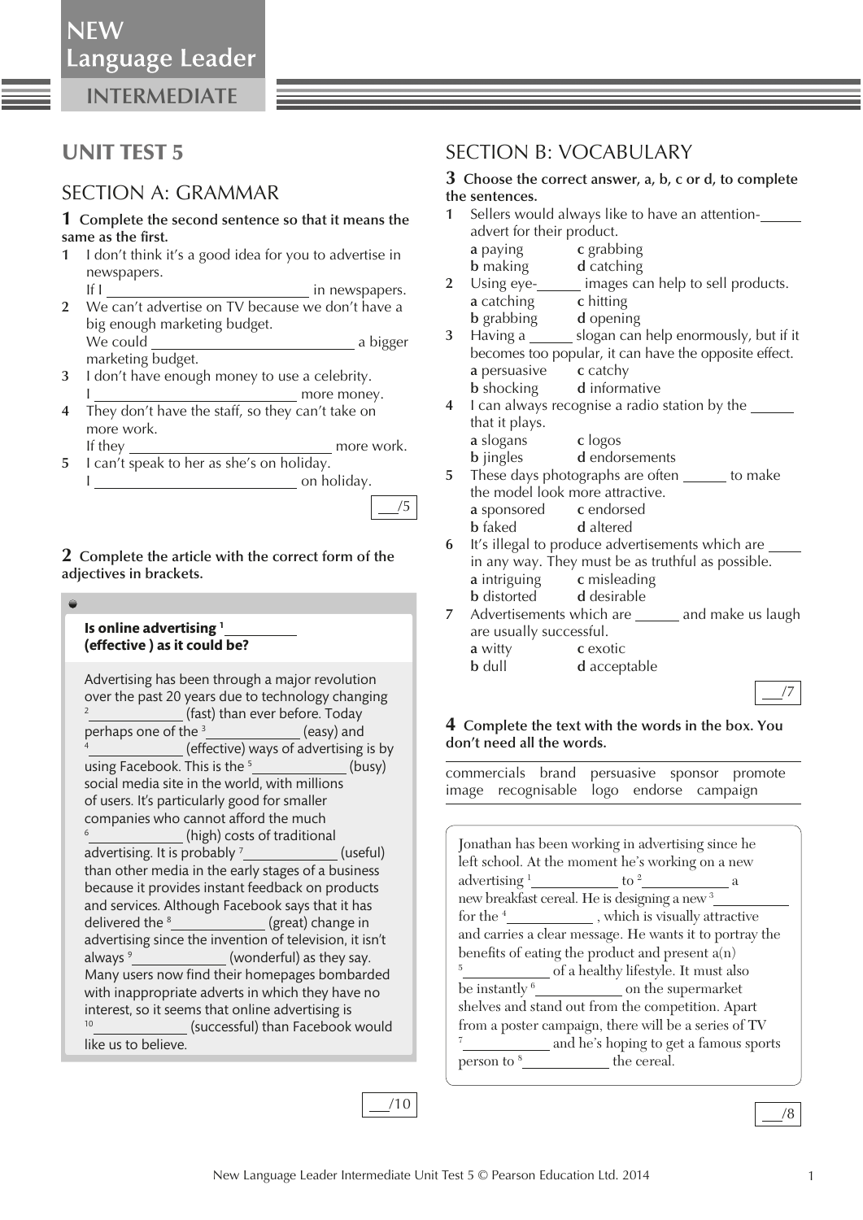# UNIT TEST 5

## SECTION A: GRAMMAR

**1 Complete the second sentence so that it means the same as the first.**

1 I don't think it's a good idea for you to advertise in newspapers.
If I ________________________ in newspapers.

2 We can't advertise on TV because we don't have a big enough marketing budget.
We could ________________________ a bigger marketing budget.

3 I don't have enough money to use a celebrity.
I ________________________ more money.

4 They don't have the staff, so they can't take on more work.
If they ________________________ more work.

5 I can't speak to her as she's on holiday.
I ________________________ on holiday.

___/5

**2 Complete the article with the correct form of the adjectives in brackets.**

**Is online advertising [1] ________ (effective ) as it could be?**

Advertising has been through a major revolution over the past 20 years due to technology changing [2] ________ (fast) than ever before. Today perhaps one of the [3] ________ (easy) and [4] ________ (effective) ways of advertising is by using Facebook. This is the [5] ________ (busy) social media site in the world, with millions of users. It's particularly good for smaller companies who cannot afford the much [6] ________ (high) costs of traditional advertising. It is probably [7] ________ (useful) than other media in the early stages of a business because it provides instant feedback on products and services. Although Facebook says that it has delivered the [8] ________ (great) change in advertising since the invention of television, it isn't always [9] ________ (wonderful) as they say. Many users now find their homepages bombarded with inappropriate adverts in which they have no interest, so it seems that online advertising is [10] ________ (successful) than Facebook would like us to believe.

___/10

## SECTION B: VOCABULARY

**3 Choose the correct answer, a, b, c or d, to complete the sentences.**

1 Sellers would always like to have an attention-______ advert for their product.
**a** paying **b** making **c** grabbing **d** catching

2 Using eye-______ images can help to sell products.
**a** catching **b** grabbing **c** hitting **d** opening

3 Having a ______ slogan can help enormously, but if it becomes too popular, it can have the opposite effect.
**a** persuasive **b** shocking **c** catchy **d** informative

4 I can always recognise a radio station by the ______ that it plays.
**a** slogans **b** jingles **c** logos **d** endorsements

5 These days photographs are often ______ to make the model look more attractive.
**a** sponsored **b** faked **c** endorsed **d** altered

6 It's illegal to produce advertisements which are ______ in any way. They must be as truthful as possible.
**a** intriguing **b** distorted **c** misleading **d** desirable

7 Advertisements which are ______ and make us laugh are usually successful.
**a** witty **b** dull **c** exotic **d** acceptable

___/7

**4 Complete the text with the words in the box. You don't need all the words.**

commercials brand persuasive sponsor promote image recognisable logo endorse campaign

Jonathan has been working in advertising since he left school. At the moment he's working on a new advertising [1] ________ to [2] ________ a new breakfast cereal. He is designing a new [3] ________ for the [4] ________ , which is visually attractive and carries a clear message. He wants it to portray the benefits of eating the product and present a(n) [5] ________ of a healthy lifestyle. It must also be instantly [6] ________ on the supermarket shelves and stand out from the competition. Apart from a poster campaign, there will be a series of TV [7] ________ and he's hoping to get a famous sports person to [8] ________ the cereal.

___/8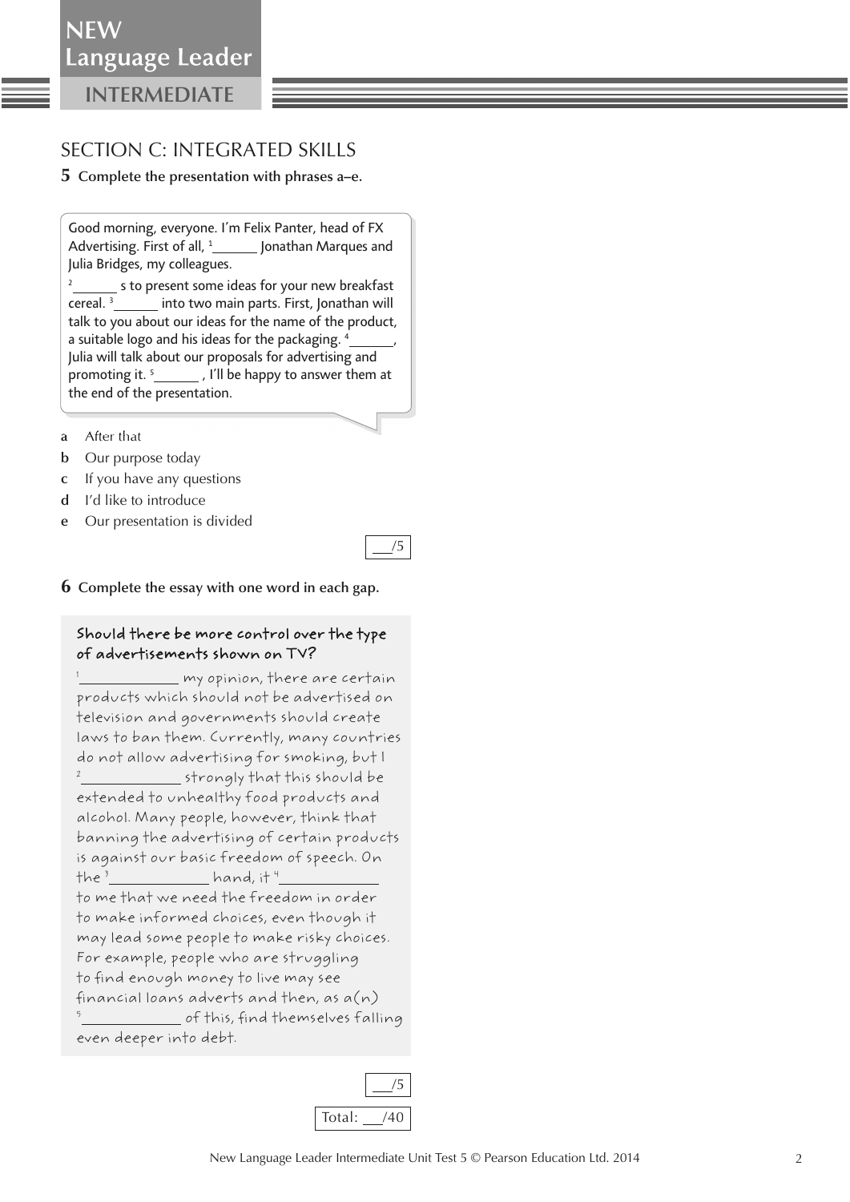# SECTION C: INTEGRATED SKILLS

**5 Complete the presentation with phrases a–e.**

Good morning, everyone. I'm Felix Panter, head of FX Advertising. First of all, [1]\_\_\_\_\_\_ Jonathan Marques and Julia Bridges, my colleagues.

[2]\_\_\_\_\_\_ s to present some ideas for your new breakfast cereal. [3]\_\_\_\_\_\_ into two main parts. First, Jonathan will talk to you about our ideas for the name of the product, a suitable logo and his ideas for the packaging. [4]\_\_\_\_\_\_, Julia will talk about our proposals for advertising and promoting it. [5]\_\_\_\_\_\_ , I'll be happy to answer them at the end of the presentation.

**a** After that

**b** Our purpose today

**c** If you have any questions

**d** I'd like to introduce

**e** Our presentation is divided

\_\_\_/5

**6 Complete the essay with one word in each gap.**

**Should there be more control over the type of advertisements shown on TV?**

[1]\_\_\_\_\_\_\_\_\_\_ my opinion, there are certain products which should not be advertised on television and governments should create laws to ban them. Currently, many countries do not allow advertising for smoking, but I [2]\_\_\_\_\_\_\_\_\_\_ strongly that this should be extended to unhealthy food products and alcohol. Many people, however, think that banning the advertising of certain products is against our basic freedom of speech. On the [3]\_\_\_\_\_\_\_\_\_\_ hand, it [4]\_\_\_\_\_\_\_\_\_\_ to me that we need the freedom in order to make informed choices, even though it may lead some people to make risky choices. For example, people who are struggling to find enough money to live may see financial loans adverts and then, as a(n) [5]\_\_\_\_\_\_\_\_\_\_ of this, find themselves falling even deeper into debt.

\_\_\_/5

Total: \_\_\_/40

New Language Leader Intermediate Unit Test 5 © Pearson Education Ltd. 2014